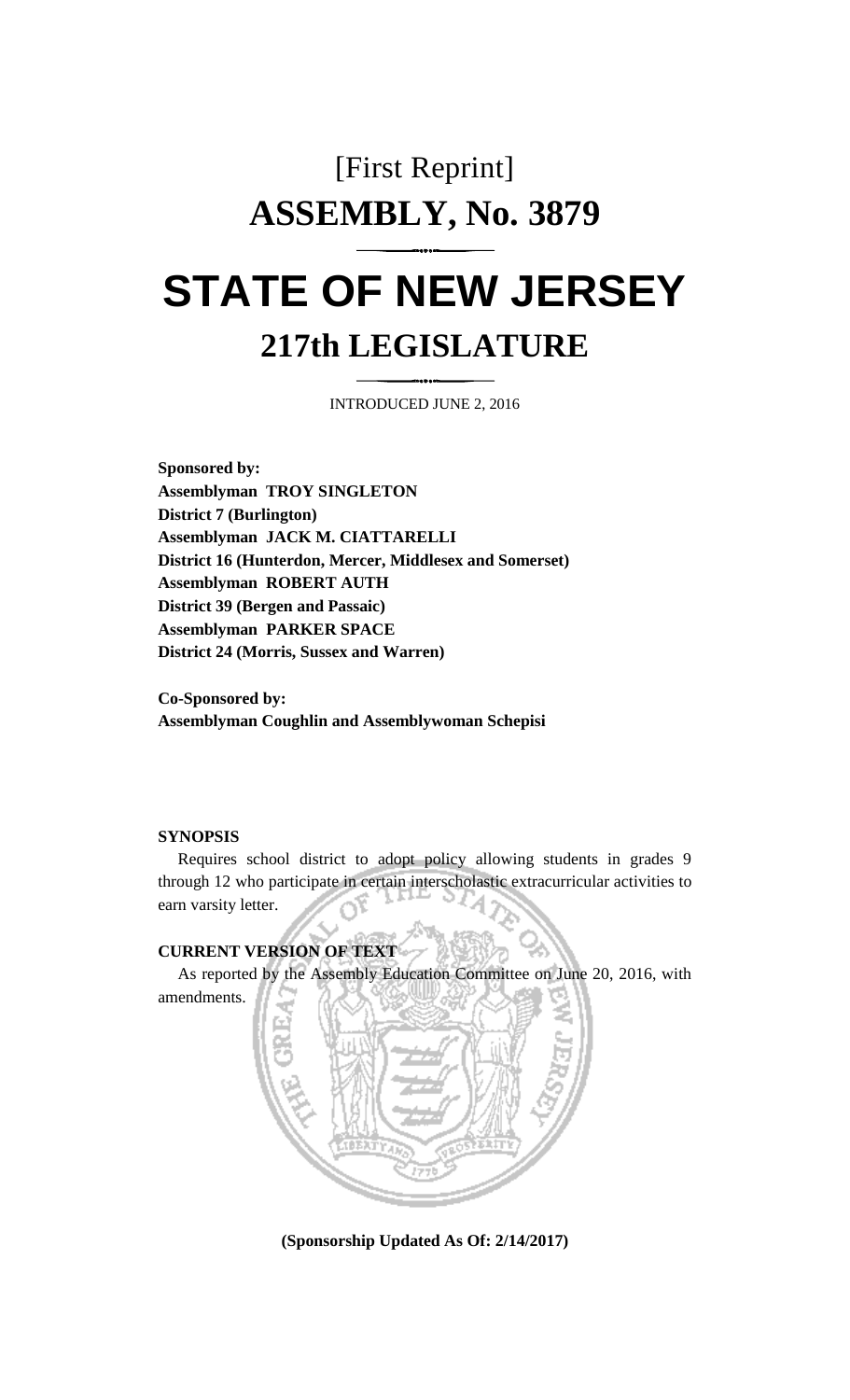# [First Reprint]

# ASSEMBLY, No. 3879

# STATE OF NEW JERSEY

## 217th LEGISLATURE

INTRODUCED JUNE 2, 2016

**Sponsored by:**
**Assemblyman TROY SINGLETON**
**District 7 (Burlington)**
**Assemblyman JACK M. CIATTARELLI**
**District 16 (Hunterdon, Mercer, Middlesex and Somerset)**
**Assemblyman ROBERT AUTH**
**District 39 (Bergen and Passaic)**
**Assemblyman PARKER SPACE**
**District 24 (Morris, Sussex and Warren)**

**Co-Sponsored by:**
**Assemblyman Coughlin and Assemblywoman Schepisi**

**SYNOPSIS**

Requires school district to adopt policy allowing students in grades 9 through 12 who participate in certain interscholastic extracurricular activities to earn varsity letter.

**CURRENT VERSION OF TEXT**

As reported by the Assembly Education Committee on June 20, 2016, with amendments.

**(Sponsorship Updated As Of: 2/14/2017)**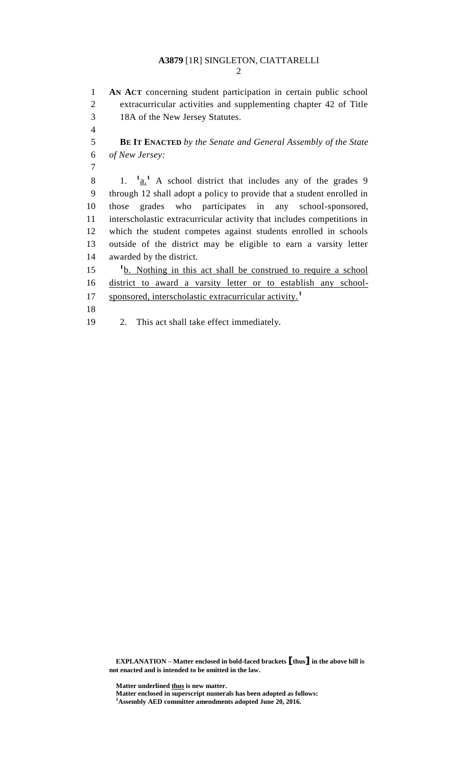**AN ACT** concerning student participation in certain public school extracurricular activities and supplementing chapter 42 of Title 18A of the New Jersey Statutes.

**BE IT ENACTED** *by the Senate and General Assembly of the State of New Jersey:*

1. [1]<u>a.</u>[1] A school district that includes any of the grades 9 through 12 shall adopt a policy to provide that a student enrolled in those grades who participates in any school-sponsored, interscholastic extracurricular activity that includes competitions in which the student competes against students enrolled in schools outside of the district may be eligible to earn a varsity letter awarded by the district.

[1]<u>b. Nothing in this act shall be construed to require a school district to award a varsity letter or to establish any school-sponsored, interscholastic extracurricular activity.</u>[1]

2. This act shall take effect immediately.

**EXPLANATION – Matter enclosed in bold-faced brackets [thus] in the above bill is not enacted and is intended to be omitted in the law.**

**Matter underlined <u>thus</u> is new matter.**
**Matter enclosed in superscript numerals has been adopted as follows:**
**[1]Assembly AED committee amendments adopted June 20, 2016.**